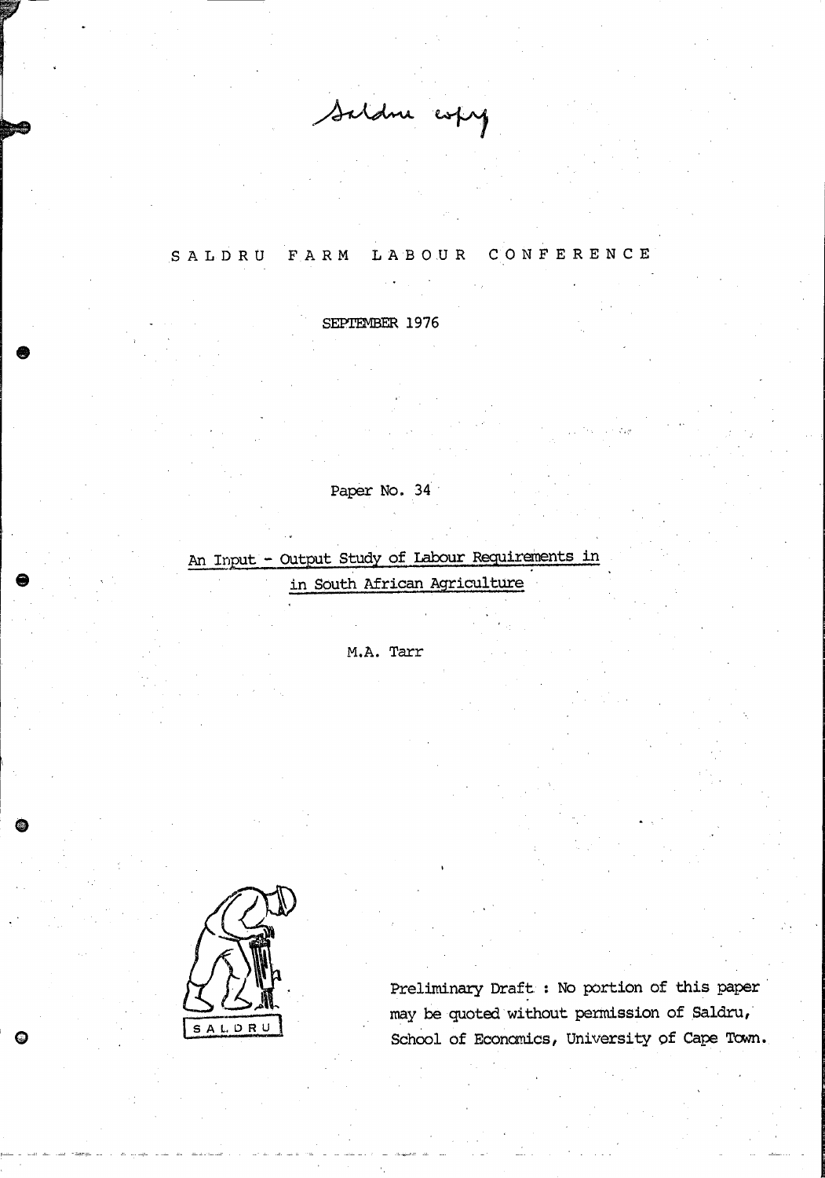Saldru copy

# SALDRU FARM LABOUR CONFERENCE

SEPTEMBER 1976

Paper No. 34

## An Input - Output Study of Labour Requirements in in South African Agriculture

M.A. Tarr

SALDRU

Preliminary Draft : No portion of this paper may be quoted without permission of Saldru, School of Economics, University of Cape Town.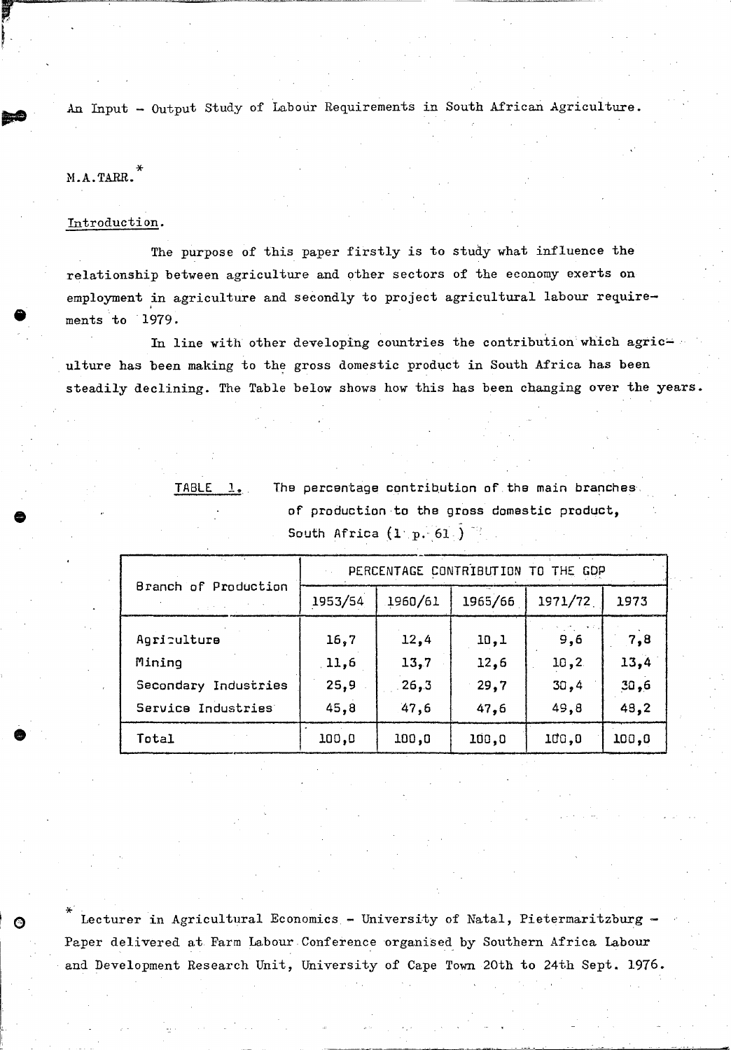# An Input - Output Study of Labour Requirements in South African Agriculture.

M.A.TARR.*

## Introduction.

The purpose of this paper firstly is to study what influence the relationship between agriculture and other sectors of the economy exerts on employment in agriculture and secondly to project agricultural labour requirements to 1979.

In line with other developing countries the contribution which agriculture has been making to the gross domestic product in South Africa has been steadily declining. The Table below shows how this has been changing over the years.

TABLE 1. The percentage contribution of the main branches of production to the gross domestic product, South Africa (1 p. 61 )

| Branch of Production | PERCENTAGE CONTRIBUTION TO THE GDP | | | | |
|---|---|---|---|---|---|
| | 1953/54 | 1960/61 | 1965/66 | 1971/72 | 1973 |
| Agriculture | 16,7 | 12,4 | 10,1 | 9,6 | 7,8 |
| Mining | 11,6 | 13,7 | 12,6 | 10,2 | 13,4 |
| Secondary Industries | 25,9 | 26,3 | 29,7 | 30,4 | 30,6 |
| Service Industries | 45,8 | 47,6 | 47,6 | 49,8 | 48,2 |
| Total | 100,0 | 100,0 | 100,0 | 100,0 | 100,0 |

* Lecturer in Agricultural Economics - University of Natal, Pietermaritzburg - Paper delivered at Farm Labour Conference organised by Southern Africa Labour and Development Research Unit, University of Cape Town 20th to 24th Sept. 1976.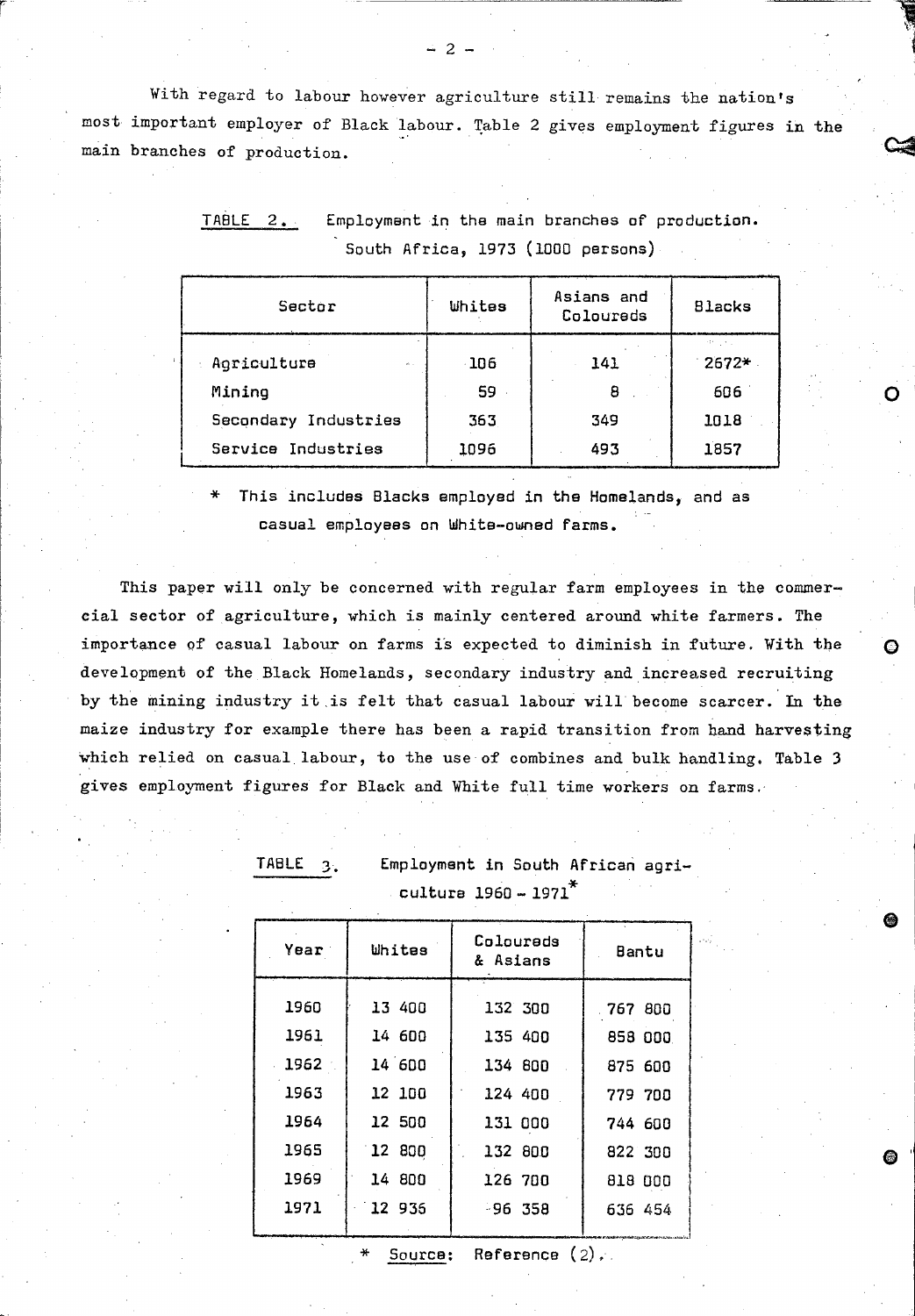With regard to labour however agriculture still remains the nation's most important employer of Black labour. Table 2 gives employment figures in the main branches of production.

TABLE 2. Employment in the main branches of production. South Africa, 1973 (1000 persons)

| Sector | Whites | Asians and Coloureds | Blacks |
|---|---|---|---|
| Agriculture | 106 | 141 | 2672* |
| Mining | 59 | 8 | 606 |
| Secondary Industries | 363 | 349 | 1018 |
| Service Industries | 1096 | 493 | 1857 |

\* This includes Blacks employed in the Homelands, and as casual employees on White-owned farms.

This paper will only be concerned with regular farm employees in the commercial sector of agriculture, which is mainly centered around white farmers. The importance of casual labour on farms is expected to diminish in future. With the development of the Black Homelands, secondary industry and increased recruiting by the mining industry it is felt that casual labour will become scarcer. In the maize industry for example there has been a rapid transition from hand harvesting which relied on casual labour, to the use of combines and bulk handling. Table 3 gives employment figures for Black and White full time workers on farms.

TABLE 3. Employment in South African agriculture 1960 - 1971*

| Year | Whites | Coloureds & Asians | Bantu |
|---|---|---|---|
| 1960 | 13 400 | 132 300 | 767 800 |
| 1961 | 14 600 | 135 400 | 858 000 |
| 1962 | 14 600 | 134 800 | 875 600 |
| 1963 | 12 100 | 124 400 | 779 700 |
| 1964 | 12 500 | 131 000 | 744 600 |
| 1965 | 12 800 | 132 800 | 822 300 |
| 1969 | 14 800 | 126 700 | 818 000 |
| 1971 | 12 936 | 96 358 | 636 454 |

\* Source: Reference (2).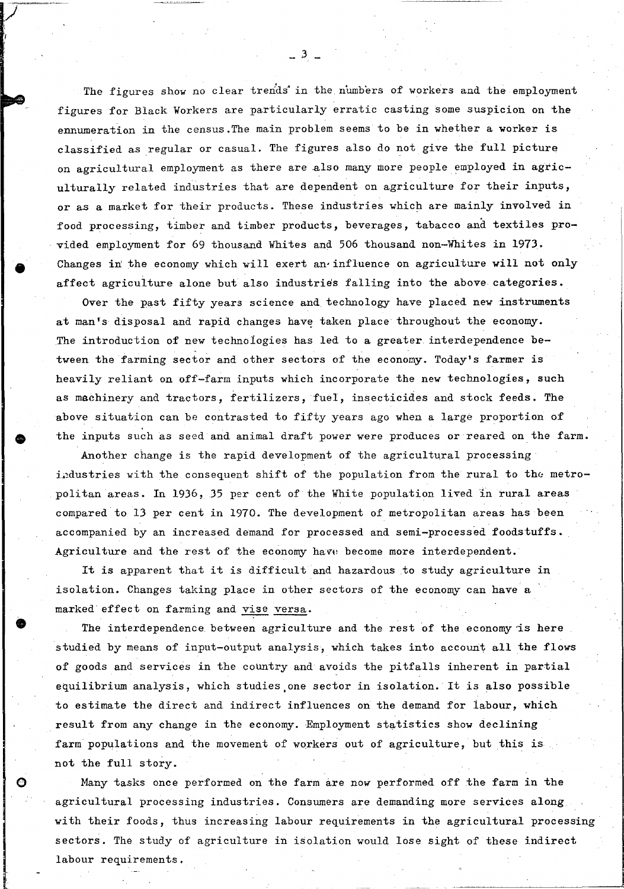The figures show no clear trends in the numbers of workers and the employment figures for Black Workers are particularly erratic casting some suspicion on the ennumeration in the census. The main problem seems to be in whether a worker is classified as regular or casual. The figures also do not give the full picture on agricultural employment as there are also many more people employed in agriculturally related industries that are dependent on agriculture for their inputs, or as a market for their products. These industries which are mainly involved in food processing, timber and timber products, beverages, tabacco and textiles provided employment for 69 thousand Whites and 506 thousand non-Whites in 1973. Changes in the economy which will exert an influence on agriculture will not only affect agriculture alone but also industries falling into the above categories.

Over the past fifty years science and technology have placed new instruments at man's disposal and rapid changes have taken place throughout the economy. The introduction of new technologies has led to a greater interdependence between the farming sector and other sectors of the economy. Today's farmer is heavily reliant on off-farm inputs which incorporate the new technologies, such as machinery and tractors, fertilizers, fuel, insecticides and stock feeds. The above situation can be contrasted to fifty years ago when a large proportion of the inputs such as seed and animal draft power were produces or reared on the farm.

Another change is the rapid development of the agricultural processing industries with the consequent shift of the population from the rural to the metropolitan areas. In 1936, 35 per cent of the White population lived in rural areas compared to 13 per cent in 1970. The development of metropolitan areas has been accompanied by an increased demand for processed and semi-processed foodstuffs. Agriculture and the rest of the economy have become more interdependent.

It is apparent that it is difficult and hazardous to study agriculture in isolation. Changes taking place in other sectors of the economy can have a marked effect on farming and vise versa.

The interdependence between agriculture and the rest of the economy is here studied by means of input-output analysis, which takes into account all the flows of goods and services in the country and avoids the pitfalls inherent in partial equilibrium analysis, which studies one sector in isolation. It is also possible to estimate the direct and indirect influences on the demand for labour, which result from any change in the economy. Employment statistics show declining farm populations and the movement of workers out of agriculture, but this is not the full story.

Many tasks once performed on the farm are now performed off the farm in the agricultural processing industries. Consumers are demanding more services along with their foods, thus increasing labour requirements in the agricultural processing sectors. The study of agriculture in isolation would lose sight of these indirect labour requirements.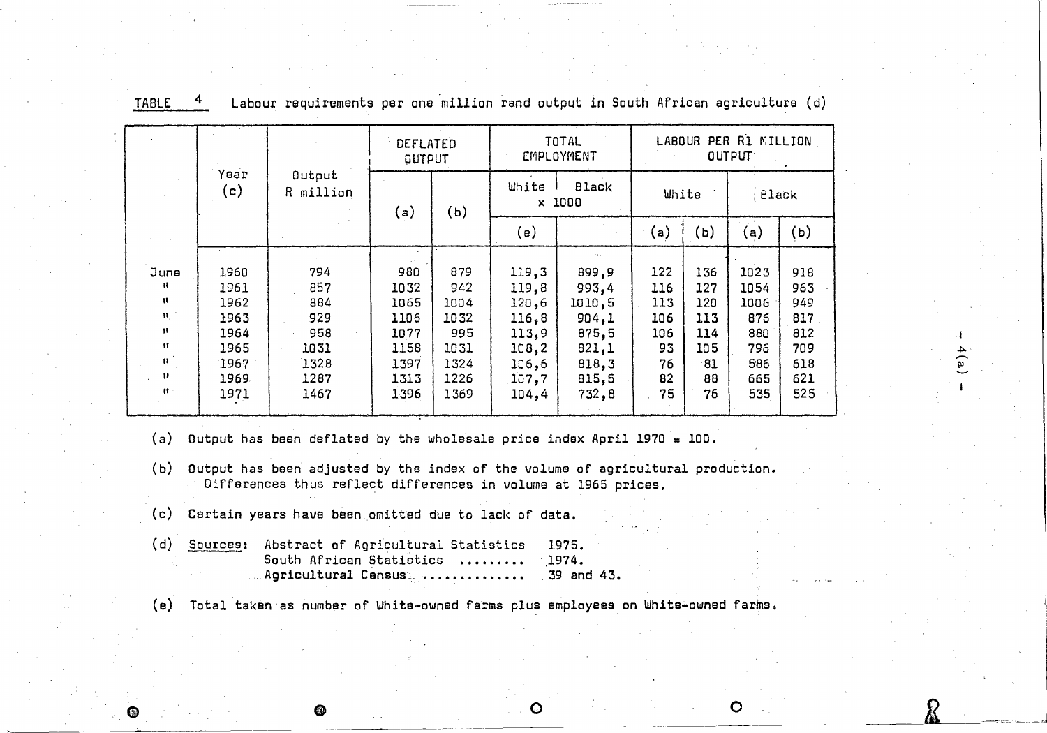TABLE 4 Labour requirements per one million rand output in South African agriculture (d)

| | Year (c) | Output R million | DEFLATED OUTPUT | | TOTAL EMPLOYMENT | | LABOUR PER R1 MILLION OUTPUT | | | |
|---|---|---|---|---|---|---|---|---|---|---|
| | | | (a) | (b) | White | Black | White | | Black | |
| | | | | | x 1000 | | | | | |
| | | | | | (e) | | (a) | (b) | (a) | (b) |
| June | 1960 | 794 | 980 | 879 | 119,3 | 899,9 | 122 | 136 | 1023 | 918 |
| " | 1961 | 857 | 1032 | 942 | 119,8 | 993,4 | 116 | 127 | 1054 | 963 |
| " | 1962 | 884 | 1065 | 1004 | 120,6 | 1010,5 | 113 | 120 | 1006 | 949 |
| " | 1963 | 929 | 1106 | 1032 | 116,8 | 904,1 | 106 | 113 | 876 | 817 |
| " | 1964 | 958 | 1077 | 995 | 113,9 | 875,5 | 106 | 114 | 880 | 812 |
| " | 1965 | 1031 | 1158 | 1031 | 108,2 | 821,1 | 93 | 105 | 796 | 709 |
| " | 1967 | 1328 | 1397 | 1324 | 106,6 | 818,3 | 76 | 81 | 586 | 618 |
| " | 1969 | 1287 | 1313 | 1226 | 107,7 | 815,5 | 82 | 88 | 665 | 621 |
| " | 1971 | 1467 | 1396 | 1369 | 104,4 | 732,8 | 75 | 76 | 535 | 525 |

(a) Output has been deflated by the wholesale price index April 1970 = 100.

(b) Output has been adjusted by the index of the volume of agricultural production. Differences thus reflect differences in volume at 1965 prices.

(c) Certain years have been omitted due to lack of data.

(d) Sources: Abstract of Agricultural Statistics 1975.
South African Statistics ......... 1974.
Agricultural Census .............. 39 and 43.

(e) Total taken as number of White-owned farms plus employees on White-owned farms.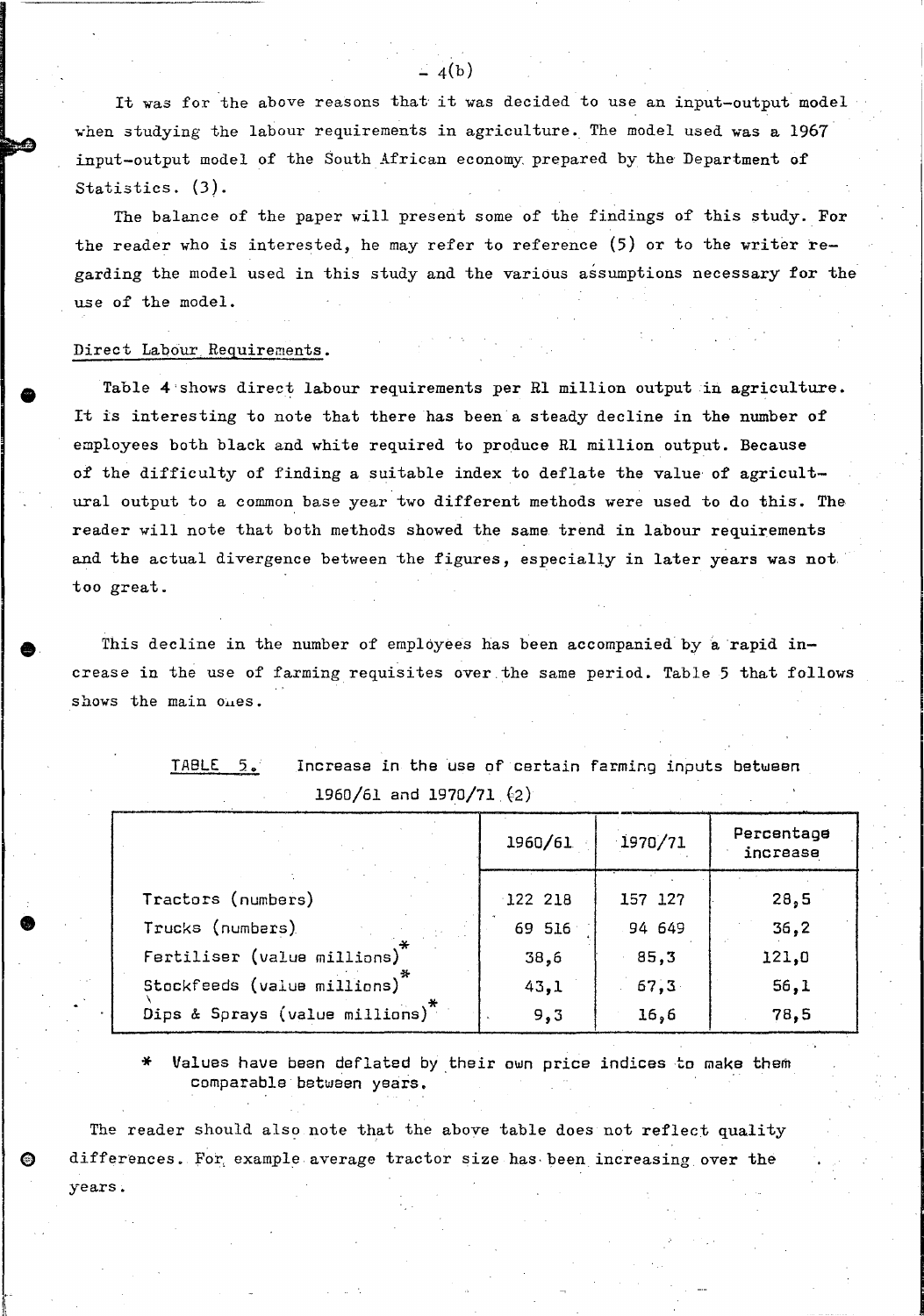It was for the above reasons that it was decided to use an input-output model when studying the labour requirements in agriculture. The model used was a 1967 input-output model of the South African economy prepared by the Department of Statistics. (3).

The balance of the paper will present some of the findings of this study. For the reader who is interested, he may refer to reference (5) or to the writer regarding the model used in this study and the various assumptions necessary for the use of the model.

## Direct Labour Requirements.

Table 4 shows direct labour requirements per R1 million output in agriculture. It is interesting to note that there has been a steady decline in the number of employees both black and white required to produce R1 million output. Because of the difficulty of finding a suitable index to deflate the value of agricultural output to a common base year two different methods were used to do this. The reader will note that both methods showed the same trend in labour requirements and the actual divergence between the figures, especially in later years was not too great.

This decline in the number of employees has been accompanied by a rapid increase in the use of farming requisites over the same period. Table 5 that follows shows the main ones.

TABLE 5. Increase in the use of certain farming inputs between 1960/61 and 1970/71 (2)

| | 1960/61 | 1970/71 | Percentage increase |
|---|---|---|---|
| Tractors (numbers) | 122 218 | 157 127 | 28,5 |
| Trucks (numbers) | 69 516 | 94 649 | 36,2 |
| Fertiliser (value millions)* | 38,6 | 85,3 | 121,0 |
| Stockfeeds (value millions)* | 43,1 | 67,3 | 56,1 |
| Dips & Sprays (value millions)* | 9,3 | 16,6 | 78,5 |

\* Values have been deflated by their own price indices to make them comparable between years.

The reader should also note that the above table does not reflect quality differences. For example average tractor size has been increasing over the years.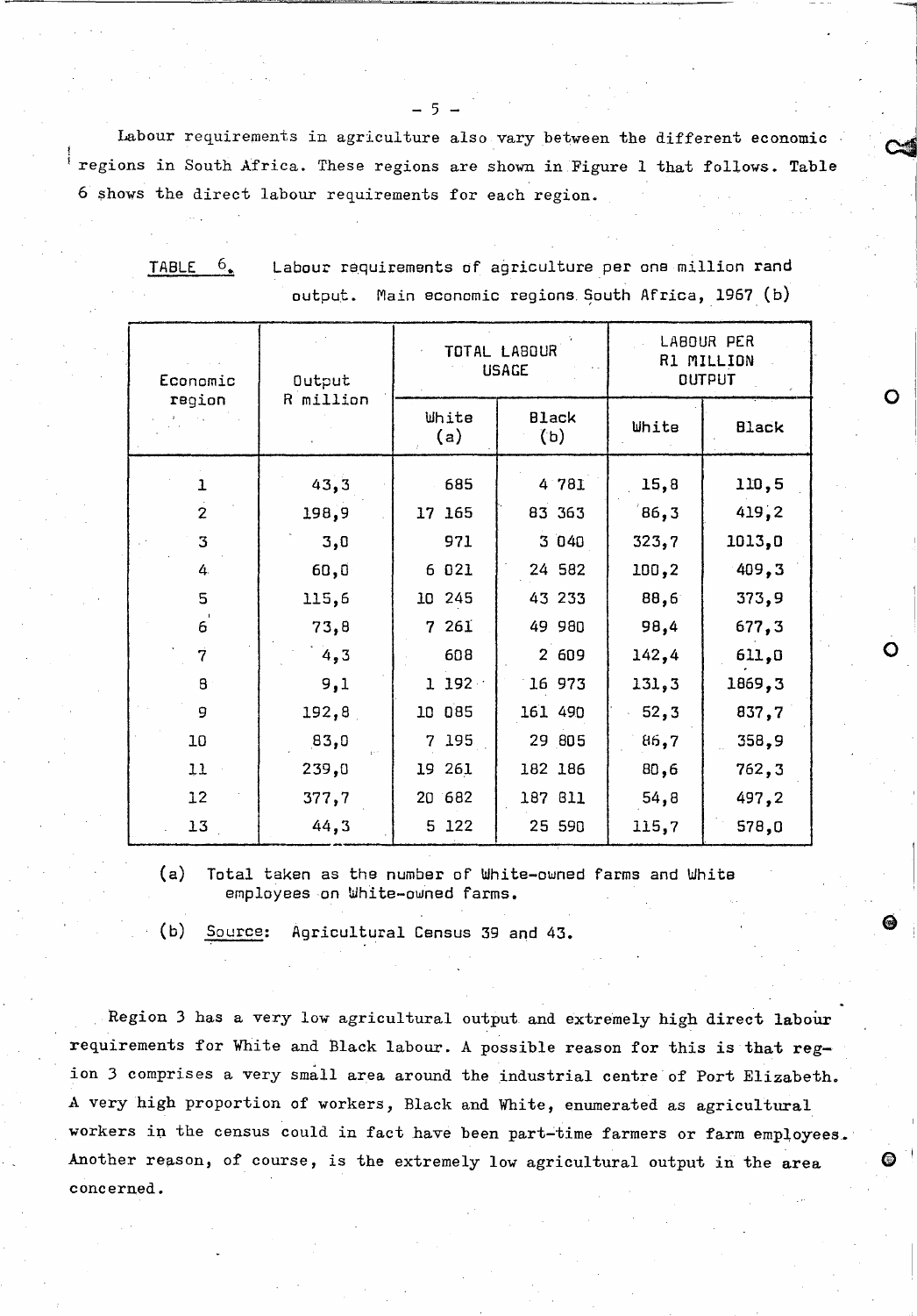Labour requirements in agriculture also vary between the different economic regions in South Africa. These regions are shown in Figure 1 that follows. Table 6 shows the direct labour requirements for each region.

TABLE 6. Labour requirements of agriculture per one million rand output. Main economic regions South Africa, 1967 (b)

| Economic region | Output R million | TOTAL LABOUR USAGE | | LABOUR PER R1 MILLION OUTPUT | |
|---|---|---|---|---|---|
| | | White (a) | Black (b) | White | Black |
| 1 | 43,3 | 685 | 4 781 | 15,8 | 110,5 |
| 2 | 198,9 | 17 165 | 83 363 | 86,3 | 419,2 |
| 3 | 3,0 | 971 | 3 040 | 323,7 | 1013,0 |
| 4 | 60,0 | 6 021 | 24 582 | 100,2 | 409,3 |
| 5 | 115,6 | 10 245 | 43 233 | 88,6 | 373,9 |
| 6 | 73,8 | 7 261 | 49 980 | 98,4 | 677,3 |
| 7 | 4,3 | 608 | 2 609 | 142,4 | 611,0 |
| 8 | 9,1 | 1 192 | 16 973 | 131,3 | 1869,3 |
| 9 | 192,8 | 10 085 | 161 490 | 52,3 | 837,7 |
| 10 | 83,0 | 7 195 | 29 805 | 86,7 | 358,9 |
| 11 | 239,0 | 19 261 | 182 186 | 80,6 | 762,3 |
| 12 | 377,7 | 20 682 | 187 811 | 54,8 | 497,2 |
| 13 | 44,3 | 5 122 | 25 590 | 115,7 | 578,0 |

(a) Total taken as the number of White-owned farms and White employees on White-owned farms.

(b) Source: Agricultural Census 39 and 43.

Region 3 has a very low agricultural output and extremely high direct labour requirements for White and Black labour. A possible reason for this is that region 3 comprises a very small area around the industrial centre of Port Elizabeth. A very high proportion of workers, Black and White, enumerated as agricultural workers in the census could in fact have been part-time farmers or farm employees. Another reason, of course, is the extremely low agricultural output in the area concerned.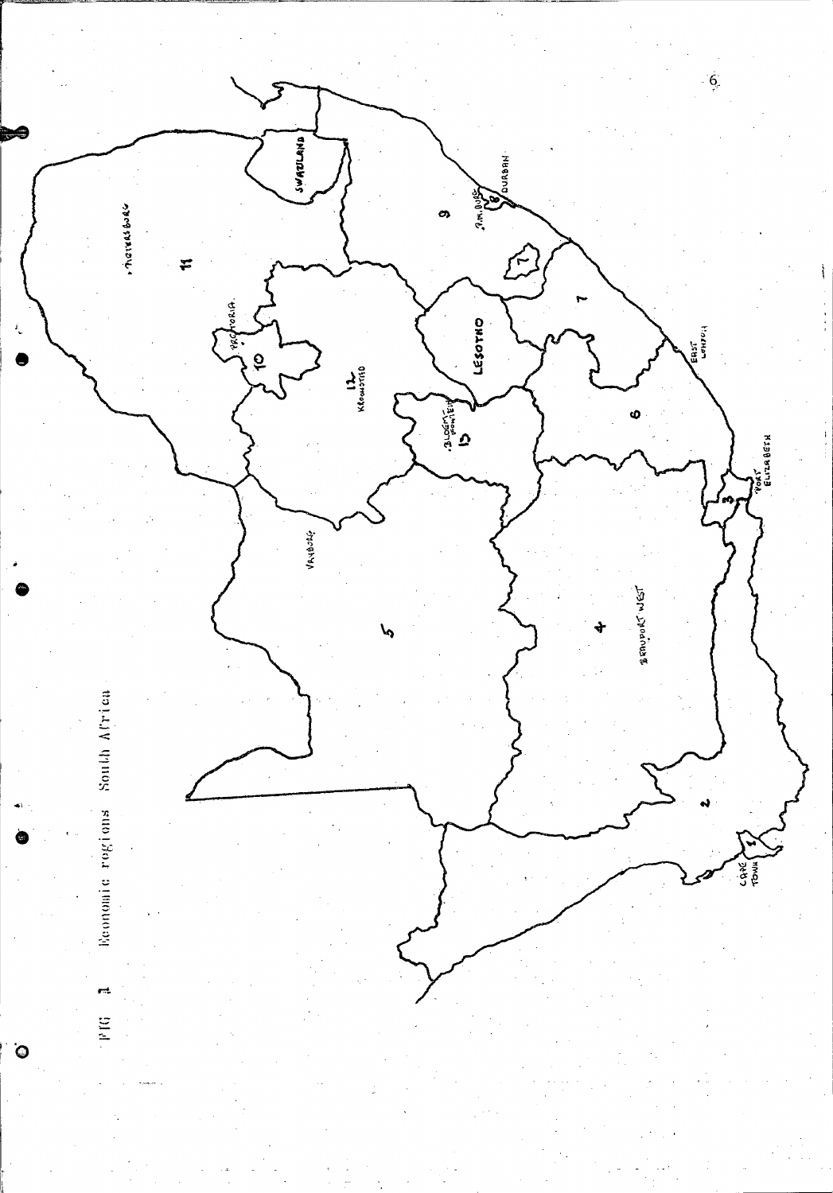FIG 1 Economic regions South Africa

SWAZILAND

DURBAN

P.M.BURG

PIETERSBURG

PRETORIA

LESOTHO

KROONSTAD

BLOEMFONTEIN

EAST LONDON

PORT ELIZABETH

VRYBURG

BEAUFORT WEST

CAPE TOWN

1 2 3 4 5 6 7 8 9 10 11 12 13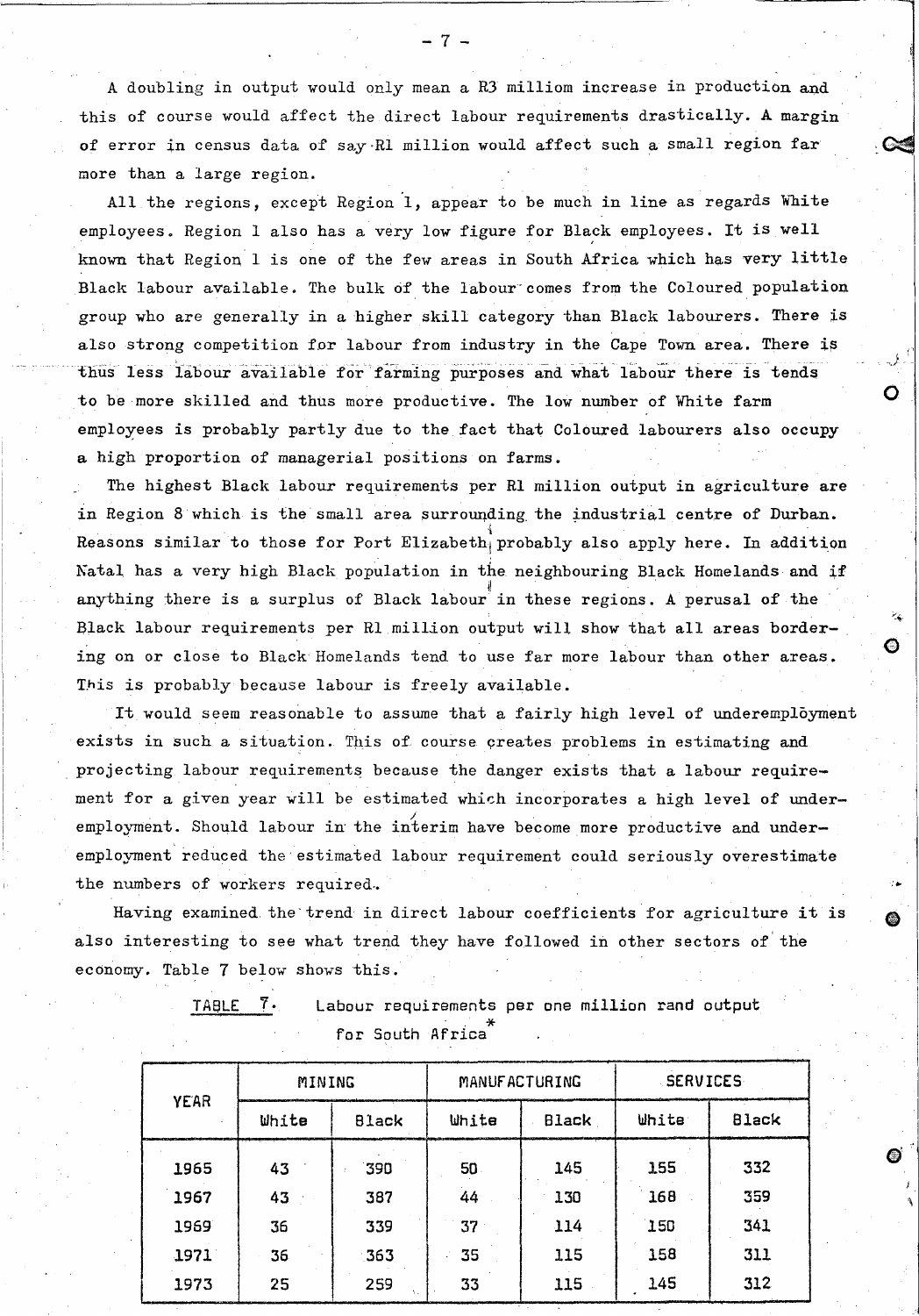A doubling in output would only mean a R3 milliom increase in production and this of course would affect the direct labour requirements drastically. A margin of error in census data of say R1 million would affect such a small region far more than a large region.

All the regions, except Region 1, appear to be much in line as regards White employees. Region 1 also has a very low figure for Black employees. It is well known that Region 1 is one of the few areas in South Africa which has very little Black labour available. The bulk of the labour comes from the Coloured population group who are generally in a higher skill category than Black labourers. There is also strong competition for labour from industry in the Cape Town area. There is thus less labour available for farming purposes and what labour there is tends to be more skilled and thus more productive. The low number of White farm employees is probably partly due to the fact that Coloured labourers also occupy a high proportion of managerial positions on farms.

The highest Black labour requirements per R1 million output in agriculture are in Region 8 which is the small area surrounding the industrial centre of Durban. Reasons similar to those for Port Elizabeth probably also apply here. In addition Natal has a very high Black population in the neighbouring Black Homelands and if anything there is a surplus of Black labour in these regions. A perusal of the Black labour requirements per R1 million output will show that all areas bordering on or close to Black Homelands tend to use far more labour than other areas. This is probably because labour is freely available.

It would seem reasonable to assume that a fairly high level of underemployment exists in such a situation. This of course creates problems in estimating and projecting labour requirements because the danger exists that a labour requirement for a given year will be estimated which incorporates a high level of underemployment. Should labour in the interim have become more productive and underemployment reduced the estimated labour requirement could seriously overestimate the numbers of workers required.

Having examined the trend in direct labour coefficients for agriculture it is also interesting to see what trend they have followed in other sectors of the economy. Table 7 below shows this.

TABLE 7. Labour requirements per one million rand output for South Africa*

| YEAR | MINING | | MANUFACTURING | | SERVICES | |
|---|---|---|---|---|---|---|
| | White | Black | White | Black | White | Black |
| 1965 | 43 | 390 | 50 | 145 | 155 | 332 |
| 1967 | 43 | 387 | 44 | 130 | 168 | 359 |
| 1969 | 36 | 339 | 37 | 114 | 150 | 341 |
| 1971 | 36 | 363 | 35 | 115 | 158 | 311 |
| 1973 | 25 | 259 | 33 | 115 | 145 | 312 |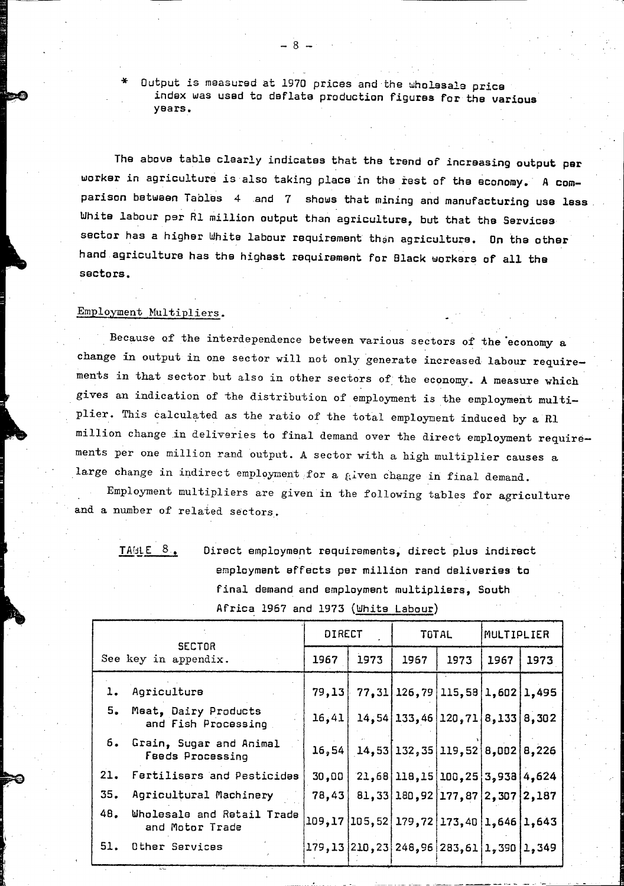\* Output is measured at 1970 prices and the wholesale price index was used to deflate production figures for the various years.

The above table clearly indicates that the trend of increasing output per worker in agriculture is also taking place in the rest of the economy. A comparison between Tables 4 and 7 shows that mining and manufacturing use less White labour per R1 million output than agriculture, but that the Services sector has a higher White labour requirement than agriculture. On the other hand agriculture has the highest requirement for Black workers of all the sectors.

Employment Multipliers.

Because of the interdependence between various sectors of the economy a change in output in one sector will not only generate increased labour requirements in that sector but also in other sectors of the economy. A measure which gives an indication of the distribution of employment is the employment multiplier. This calculated as the ratio of the total employment induced by a R1 million change in deliveries to final demand over the direct employment requirements per one million rand output. A sector with a high multiplier causes a large change in indirect employment for a given change in final demand.

Employment multipliers are given in the following tables for agriculture and a number of related sectors.

TABLE 8. Direct employment requirements, direct plus indirect employment effects per million rand deliveries to final demand and employment multipliers, South Africa 1967 and 1973 (White Labour)

| SECTOR See key in appendix. | DIRECT | | TOTAL | | MULTIPLIER | |
|---|---|---|---|---|---|---|
| | 1967 | 1973 | 1967 | 1973 | 1967 | 1973 |
| 1. Agriculture | 79,13 | 77,31 | 126,79 | 115,58 | 1,602 | 1,495 |
| 5. Meat, Dairy Products and Fish Processing | 16,41 | 14,54 | 133,46 | 120,71 | 8,133 | 8,302 |
| 6. Grain, Sugar and Animal Feeds Processing | 16,54 | 14,53 | 132,35 | 119,52 | 8,002 | 8,226 |
| 21. Fertilisers and Pesticides | 30,00 | 21,68 | 118,15 | 100,25 | 3,938 | 4,624 |
| 35. Agricultural Machinery | 78,43 | 81,33 | 180,92 | 177,87 | 2,307 | 2,187 |
| 48. Wholesale and Retail Trade and Motor Trade | 109,17 | 105,52 | 179,72 | 173,40 | 1,646 | 1,643 |
| 51. Other Services | 179,13 | 210,23 | 248,96 | 283,61 | 1,390 | 1,349 |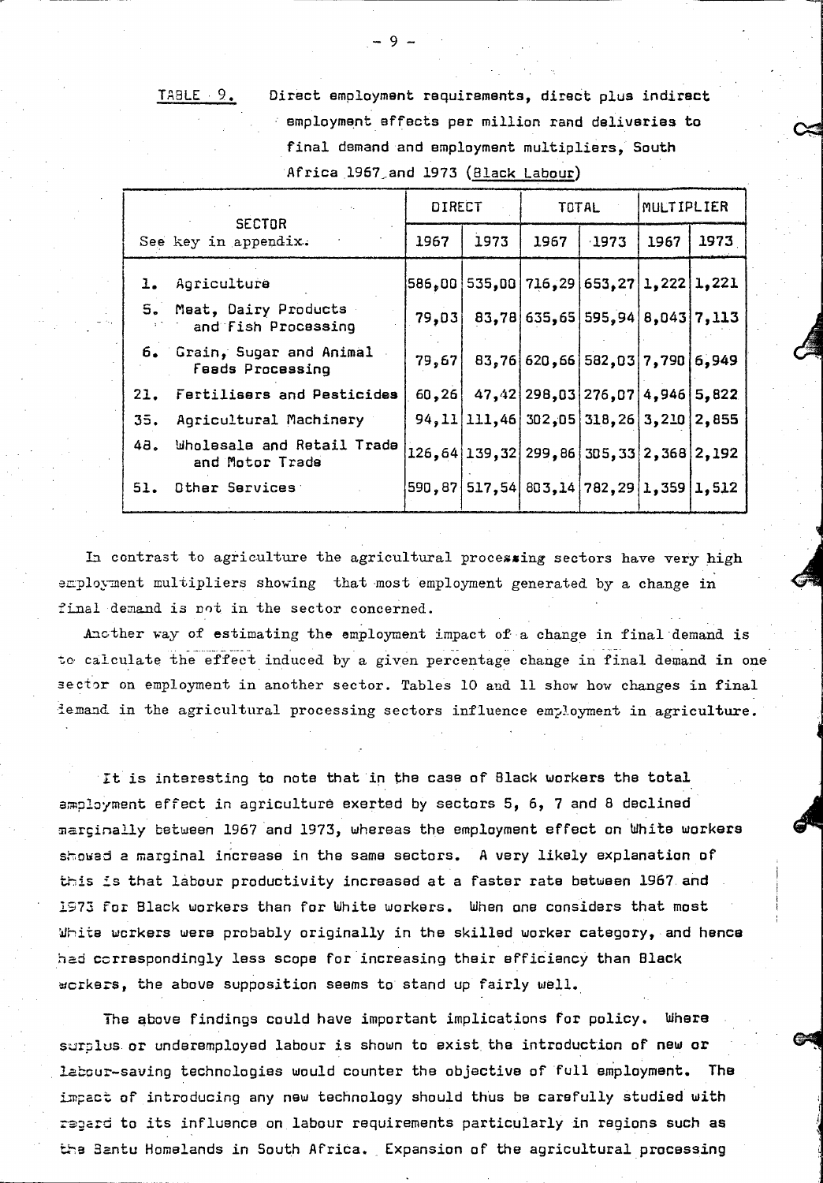TABLE 9. Direct employment requirements, direct plus indirect employment effects per million rand deliveries to final demand and employment multipliers, South Africa 1967 and 1973 (Black Labour)

| SECTOR See key in appendix. | DIRECT | | TOTAL | | MULTIPLIER | |
|---|---|---|---|---|---|---|
| | 1967 | 1973 | 1967 | 1973 | 1967 | 1973 |
| 1. Agriculture | 586,00 | 535,00 | 716,29 | 653,27 | 1,222 | 1,221 |
| 5. Meat, Dairy Products and Fish Processing | 79,03 | 83,78 | 635,65 | 595,94 | 8,043 | 7,113 |
| 6. Grain, Sugar and Animal Feeds Processing | 79,67 | 83,76 | 620,66 | 582,03 | 7,790 | 6,949 |
| 21. Fertilisers and Pesticides | 60,26 | 47,42 | 298,03 | 276,07 | 4,946 | 5,822 |
| 35. Agricultural Machinery | 94,11 | 111,46 | 302,05 | 318,26 | 3,210 | 2,855 |
| 48. Wholesale and Retail Trade and Motor Trade | 126,64 | 139,32 | 299,86 | 305,33 | 2,368 | 2,192 |
| 51. Other Services | 590,87 | 517,54 | 803,14 | 782,29 | 1,359 | 1,512 |

In contrast to agriculture the agricultural processing sectors have very high employment multipliers showing that most employment generated by a change in final demand is not in the sector concerned.

Another way of estimating the employment impact of a change in final demand is to calculate the effect induced by a given percentage change in final demand in one sector on employment in another sector. Tables 10 and 11 show how changes in final demand in the agricultural processing sectors influence employment in agriculture.

It is interesting to note that in the case of Black workers the total employment effect in agriculture exerted by sectors 5, 6, 7 and 8 declined marginally between 1967 and 1973, whereas the employment effect on White workers showed a marginal increase in the same sectors. A very likely explanation of this is that labour productivity increased at a faster rate between 1967 and 1973 for Black workers than for White workers. When one considers that most White workers were probably originally in the skilled worker category, and hence had correspondingly less scope for increasing their efficiency than Black workers, the above supposition seems to stand up fairly well.

The above findings could have important implications for policy. Where surplus or underemployed labour is shown to exist the introduction of new or labour-saving technologies would counter the objective of full employment. The impact of introducing any new technology should thus be carefully studied with regard to its influence on labour requirements particularly in regions such as the Bantu Homelands in South Africa. Expansion of the agricultural processing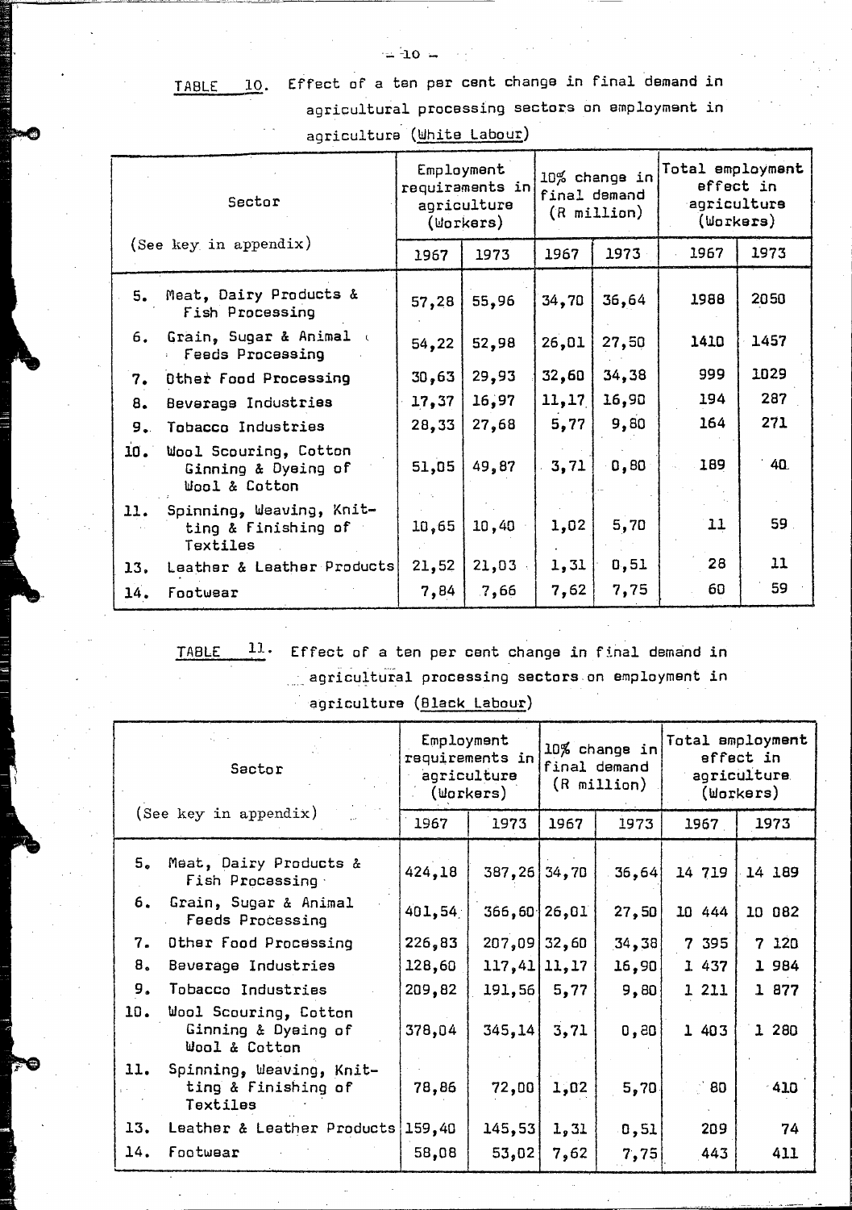TABLE 10. Effect of a ten per cent change in final demand in agricultural processing sectors on employment in agriculture (White Labour)

| Sector | Employment requirements in agriculture (Workers) | | 10% change in final demand (R million) | | Total employment effect in agriculture (Workers) | |
|---|---|---|---|---|---|---|
| (See key in appendix) | 1967 | 1973 | 1967 | 1973 | 1967 | 1973 |
| 5. Meat, Dairy Products & Fish Processing | 57,28 | 55,96 | 34,70 | 36,64 | 1988 | 2050 |
| 6. Grain, Sugar & Animal Feeds Processing | 54,22 | 52,98 | 26,01 | 27,50 | 1410 | 1457 |
| 7. Other Food Processing | 30,63 | 29,93 | 32,60 | 34,38 | 999 | 1029 |
| 8. Beverage Industries | 17,37 | 16,97 | 11,17 | 16,90 | 194 | 287 |
| 9. Tobacco Industries | 28,33 | 27,68 | 5,77 | 9,80 | 164 | 271 |
| 10. Wool Scouring, Cotton Ginning & Dyeing of Wool & Cotton | 51,05 | 49,87 | 3,71 | 0,80 | 189 | 40 |
| 11. Spinning, Weaving, Knitting & Finishing of Textiles | 10,65 | 10,40 | 1,02 | 5,70 | 11 | 59 |
| 13. Leather & Leather Products | 21,52 | 21,03 | 1,31 | 0,51 | 28 | 11 |
| 14. Footwear | 7,84 | 7,66 | 7,62 | 7,75 | 60 | 59 |

TABLE 11. Effect of a ten per cent change in final demand in agricultural processing sectors on employment in agriculture (Black Labour)

| Sector | Employment requirements in agriculture (Workers) | | 10% change in final demand (R million) | | Total employment effect in agriculture (Workers) | |
|---|---|---|---|---|---|---|
| (See key in appendix) | 1967 | 1973 | 1967 | 1973 | 1967 | 1973 |
| 5. Meat, Dairy Products & Fish Processing | 424,18 | 387,26 | 34,70 | 36,64 | 14 719 | 14 189 |
| 6. Grain, Sugar & Animal Feeds Processing | 401,54 | 366,60 | 26,01 | 27,50 | 10 444 | 10 082 |
| 7. Other Food Processing | 226,83 | 207,09 | 32,60 | 34,38 | 7 395 | 7 120 |
| 8. Beverage Industries | 128,60 | 117,41 | 11,17 | 16,90 | 1 437 | 1 984 |
| 9. Tobacco Industries | 209,82 | 191,56 | 5,77 | 9,80 | 1 211 | 1 877 |
| 10. Wool Scouring, Cotton Ginning & Dyeing of Wool & Cotton | 378,04 | 345,14 | 3,71 | 0,80 | 1 403 | 1 280 |
| 11. Spinning, Weaving, Knitting & Finishing of Textiles | 78,86 | 72,00 | 1,02 | 5,70 | 80 | 410 |
| 13. Leather & Leather Products | 159,40 | 145,53 | 1,31 | 0,51 | 209 | 74 |
| 14. Footwear | 58,08 | 53,02 | 7,62 | 7,75 | 443 | 411 |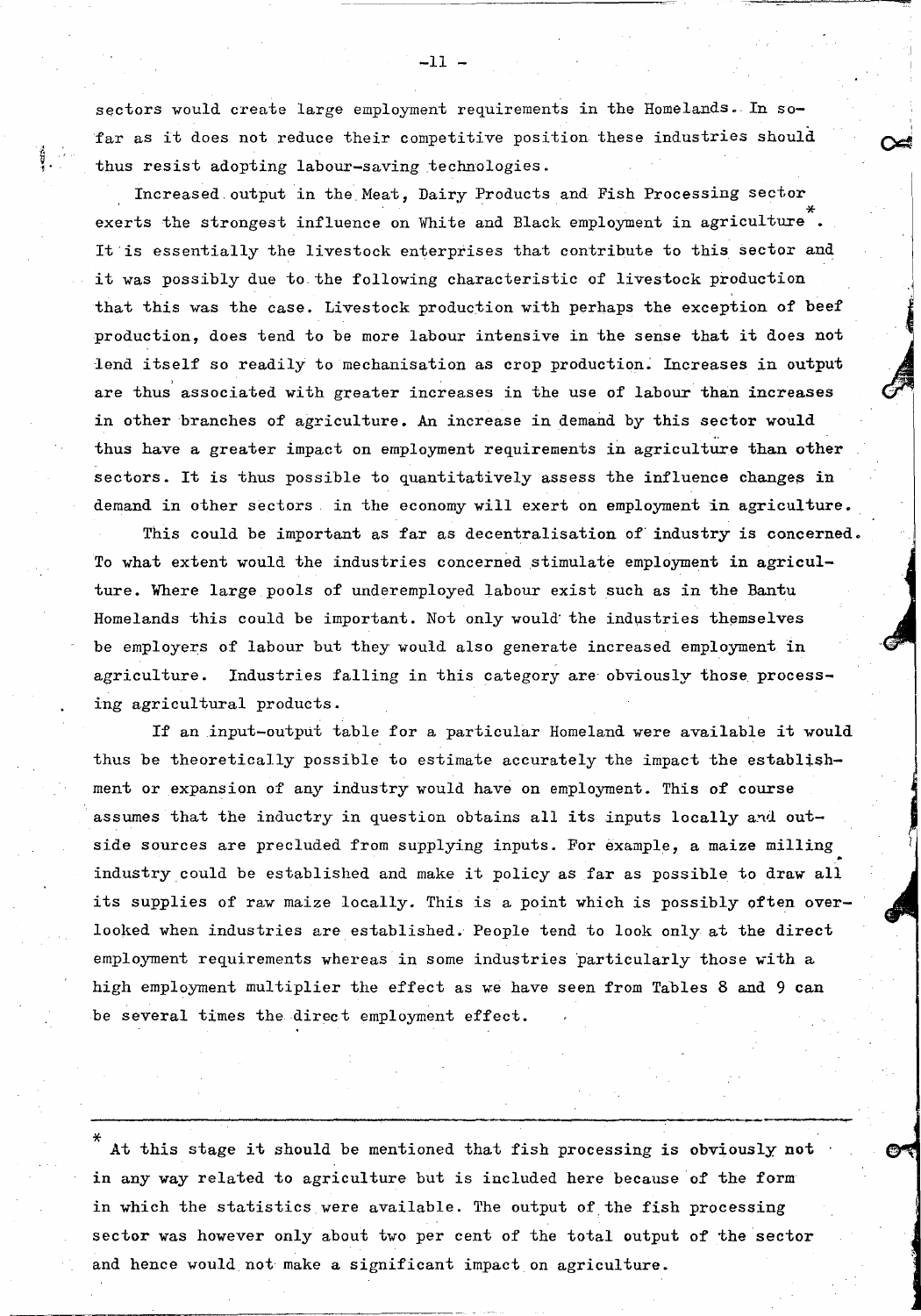sectors would create large employment requirements in the Homelands. In so-far as it does not reduce their competitive position these industries should thus resist adopting labour-saving technologies.

Increased output in the Meat, Dairy Products and Fish Processing sector exerts the strongest influence on White and Black employment in agriculture*. It is essentially the livestock enterprises that contribute to this sector and it was possibly due to the following characteristic of livestock production that this was the case. Livestock production with perhaps the exception of beef production, does tend to be more labour intensive in the sense that it does not lend itself so readily to mechanisation as crop production. Increases in output are thus associated with greater increases in the use of labour than increases in other branches of agriculture. An increase in demand by this sector would thus have a greater impact on employment requirements in agriculture than other sectors. It is thus possible to quantitatively assess the influence changes in demand in other sectors in the economy will exert on employment in agriculture.

This could be important as far as decentralisation of industry is concerned. To what extent would the industries concerned stimulate employment in agriculture. Where large pools of underemployed labour exist such as in the Bantu Homelands this could be important. Not only would the industries themselves be employers of labour but they would also generate increased employment in agriculture. Industries falling in this category are obviously those processing agricultural products.

If an input-output table for a particular Homeland were available it would thus be theoretically possible to estimate accurately the impact the establishment or expansion of any industry would have on employment. This of course assumes that the inductry in question obtains all its inputs locally and outside sources are precluded from supplying inputs. For example, a maize milling industry could be established and make it policy as far as possible to draw all its supplies of raw maize locally. This is a point which is possibly often overlooked when industries are established. People tend to look only at the direct employment requirements whereas in some industries particularly those with a high employment multiplier the effect as we have seen from Tables 8 and 9 can be several times the direct employment effect.

---

* At this stage it should be mentioned that fish processing is obviously not in any way related to agriculture but is included here because of the form in which the statistics were available. The output of the fish processing sector was however only about two per cent of the total output of the sector and hence would not make a significant impact on agriculture.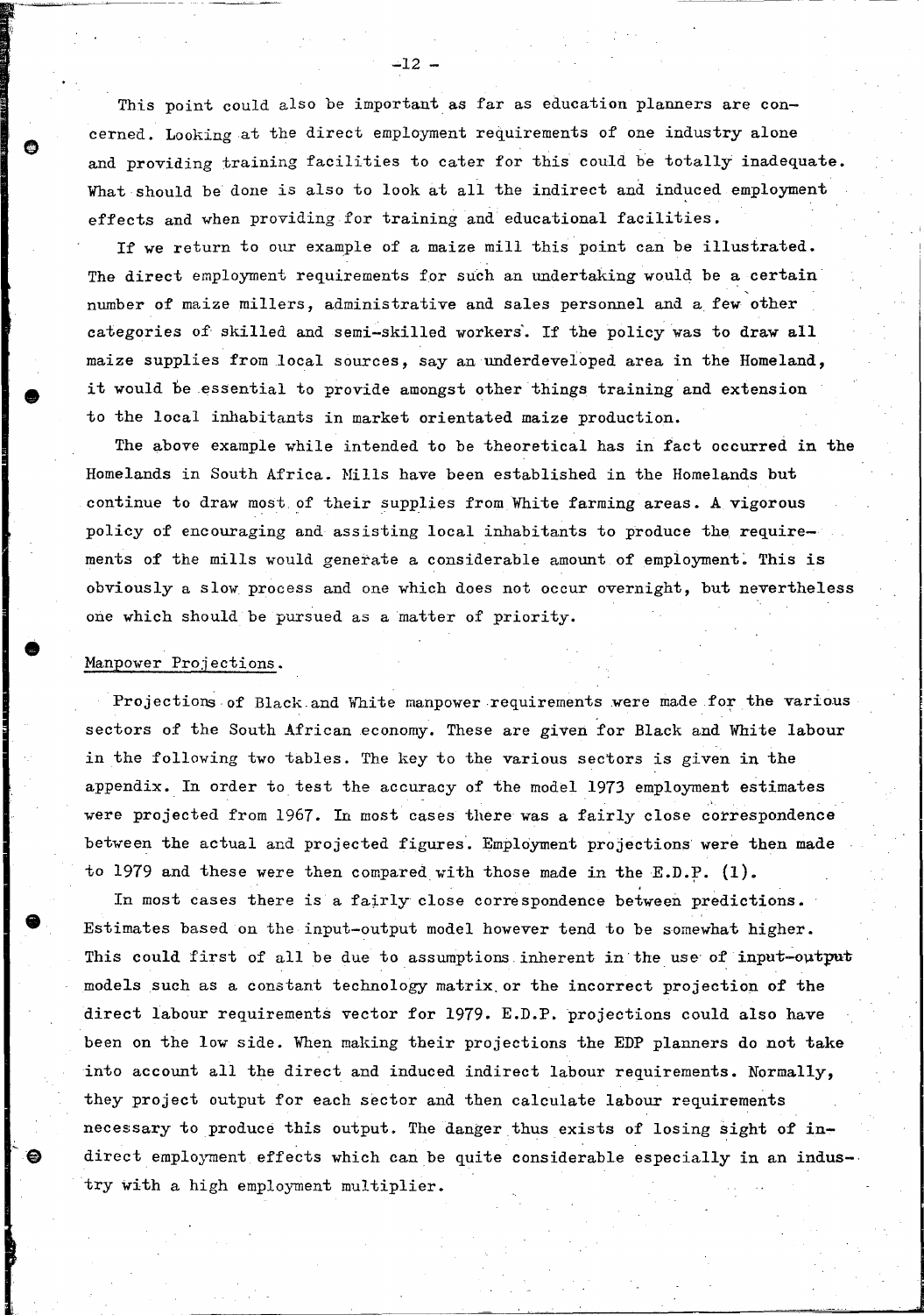This point could also be important as far as education planners are concerned. Looking at the direct employment requirements of one industry alone and providing training facilities to cater for this could be totally inadequate. What should be done is also to look at all the indirect and induced employment effects and when providing for training and educational facilities.

If we return to our example of a maize mill this point can be illustrated. The direct employment requirements for such an undertaking would be a certain number of maize millers, administrative and sales personnel and a few other categories of skilled and semi-skilled workers. If the policy was to draw all maize supplies from local sources, say an underdeveloped area in the Homeland, it would be essential to provide amongst other things training and extension to the local inhabitants in market orientated maize production.

The above example while intended to be theoretical has in fact occurred in the Homelands in South Africa. Mills have been established in the Homelands but continue to draw most of their supplies from White farming areas. A vigorous policy of encouraging and assisting local inhabitants to produce the requirements of the mills would generate a considerable amount of employment. This is obviously a slow process and one which does not occur overnight, but nevertheless one which should be pursued as a matter of priority.

## Manpower Projections.

Projections of Black and White manpower requirements were made for the various sectors of the South African economy. These are given for Black and White labour in the following two tables. The key to the various sectors is given in the appendix. In order to test the accuracy of the model 1973 employment estimates were projected from 1967. In most cases there was a fairly close correspondence between the actual and projected figures. Employment projections were then made to 1979 and these were then compared with those made in the E.D.P. (1).

In most cases there is a fairly close correspondence between predictions. Estimates based on the input-output model however tend to be somewhat higher. This could first of all be due to assumptions inherent in the use of input-output models such as a constant technology matrix or the incorrect projection of the direct labour requirements vector for 1979. E.D.P. projections could also have been on the low side. When making their projections the EDP planners do not take into account all the direct and induced indirect labour requirements. Normally, they project output for each sector and then calculate labour requirements necessary to produce this output. The danger thus exists of losing sight of indirect employment effects which can be quite considerable especially in an industry with a high employment multiplier.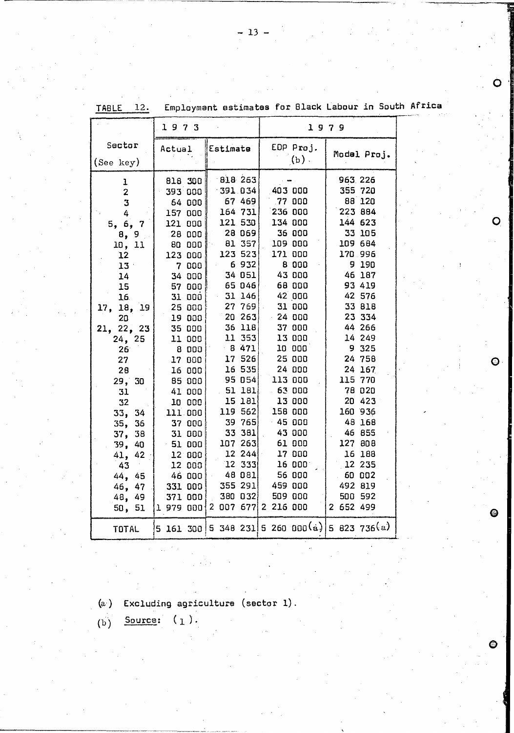TABLE 12. Employment estimates for Black Labour in South Africa

| Sector (See key) | 1973 Actual | 1973 Estimate | 1979 EDP Proj. (b) | 1979 Model Proj. |
|---|---|---|---|---|
| 1 | 818 300 | 818 263 | - | 963 226 |
| 2 | 393 000 | 391 034 | 403 000 | 355 720 |
| 3 | 64 000 | 67 469 | 77 000 | 88 120 |
| 4 | 157 000 | 164 731 | 236 000 | 223 884 |
| 5, 6, 7 | 121 000 | 121 530 | 134 000 | 144 623 |
| 8, 9 | 28 000 | 28 069 | 36 000 | 33 105 |
| 10, 11 | 80 000 | 81 357 | 109 000 | 109 684 |
| 12 | 123 000 | 123 523 | 171 000 | 170 996 |
| 13 | 7 000 | 6 932 | 8 000 | 9 190 |
| 14 | 34 000 | 34 051 | 43 000 | 46 187 |
| 15 | 57 000 | 65 046 | 68 000 | 93 419 |
| 16 | 31 000 | 31 146 | 42 000 | 42 576 |
| 17, 18, 19 | 25 000 | 27 769 | 31 000 | 33 818 |
| 20 | 19 000 | 20 263 | 24 000 | 23 334 |
| 21, 22, 23 | 35 000 | 36 118 | 37 000 | 44 266 |
| 24, 25 | 11 000 | 11 353 | 13 000 | 14 249 |
| 26 | 8 000 | 8 471 | 10 000 | 9 325 |
| 27 | 17 000 | 17 526 | 25 000 | 24 758 |
| 28 | 16 000 | 16 535 | 24 000 | 24 167 |
| 29, 30 | 85 000 | 95 054 | 113 000 | 115 770 |
| 31 | 41 000 | 51 181 | 63 000 | 78 020 |
| 32 | 10 000 | 15 181 | 13 000 | 20 423 |
| 33, 34 | 111 000 | 119 562 | 158 000 | 160 936 |
| 35, 36 | 37 000 | 39 765 | 45 000 | 48 168 |
| 37, 38 | 31 000 | 33 381 | 43 000 | 46 855 |
| 39, 40 | 51 000 | 107 263 | 61 000 | 127 808 |
| 41, 42 | 12 000 | 12 244 | 17 000 | 16 188 |
| 43 | 12 000 | 12 333 | 16 000 | 12 235 |
| 44, 45 | 46 000 | 48 081 | 56 000 | 60 002 |
| 46, 47 | 331 000 | 355 291 | 459 000 | 492 819 |
| 48, 49 | 371 000 | 380 032 | 509 000 | 500 592 |
| 50, 51 | 1 979 000 | 2 007 677 | 2 216 000 | 2 652 499 |
| TOTAL | 5 161 300 | 5 348 231 | 5 260 000(a) | 5 823 736(a) |

(a) Excluding agriculture (sector 1).

(b) Source: (1).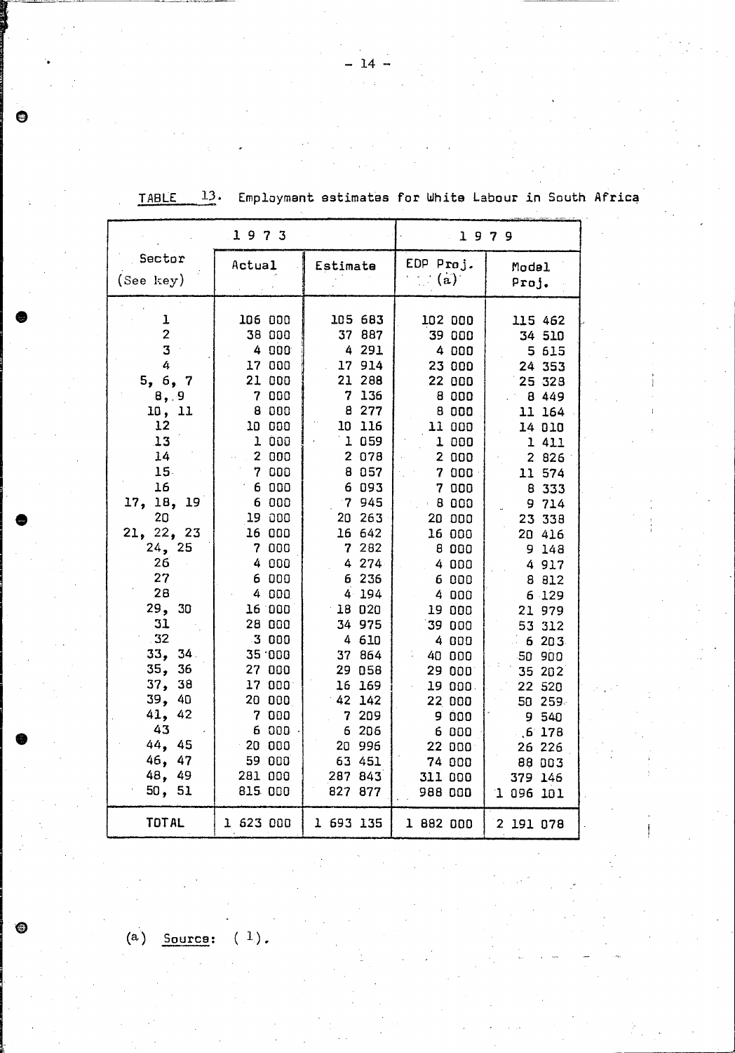TABLE 13. Employment estimates for White Labour in South Africa

| Sector (See key) | 1973 Actual | 1973 Estimate | 1979 EDP Proj. (a) | 1979 Model Proj. |
|---|---|---|---|---|
| 1 | 106 000 | 105 683 | 102 000 | 115 462 |
| 2 | 38 000 | 37 887 | 39 000 | 34 510 |
| 3 | 4 000 | 4 291 | 4 000 | 5 615 |
| 4 | 17 000 | 17 914 | 23 000 | 24 353 |
| 5, 6, 7 | 21 000 | 21 288 | 22 000 | 25 328 |
| 8, 9 | 7 000 | 7 136 | 8 000 | 8 449 |
| 10, 11 | 8 000 | 8 277 | 8 000 | 11 164 |
| 12 | 10 000 | 10 116 | 11 000 | 14 010 |
| 13 | 1 000 | 1 059 | 1 000 | 1 411 |
| 14 | 2 000 | 2 078 | 2 000 | 2 826 |
| 15 | 7 000 | 8 057 | 7 000 | 11 574 |
| 16 | 6 000 | 6 093 | 7 000 | 8 333 |
| 17, 18, 19 | 6 000 | 7 945 | 8 000 | 9 714 |
| 20 | 19 000 | 20 263 | 20 000 | 23 338 |
| 21, 22, 23 | 16 000 | 16 642 | 16 000 | 20 416 |
| 24, 25 | 7 000 | 7 282 | 8 000 | 9 148 |
| 26 | 4 000 | 4 274 | 4 000 | 4 917 |
| 27 | 6 000 | 6 236 | 6 000 | 8 812 |
| 28 | 4 000 | 4 194 | 4 000 | 6 129 |
| 29, 30 | 16 000 | 18 020 | 19 000 | 21 979 |
| 31 | 28 000 | 34 975 | 39 000 | 53 312 |
| 32 | 3 000 | 4 610 | 4 000 | 6 203 |
| 33, 34 | 35 000 | 37 864 | 40 000 | 50 900 |
| 35, 36 | 27 000 | 29 058 | 29 000 | 35 202 |
| 37, 38 | 17 000 | 16 169 | 19 000 | 22 520 |
| 39, 40 | 20 000 | 42 142 | 22 000 | 50 259 |
| 41, 42 | 7 000 | 7 209 | 9 000 | 9 540 |
| 43 | 6 000 | 6 206 | 6 000 | 6 178 |
| 44, 45 | 20 000 | 20 996 | 22 000 | 26 226 |
| 46, 47 | 59 000 | 63 451 | 74 000 | 88 003 |
| 48, 49 | 281 000 | 287 843 | 311 000 | 379 146 |
| 50, 51 | 815 000 | 827 877 | 988 000 | 1 096 101 |
| TOTAL | 1 623 000 | 1 693 135 | 1 882 000 | 2 191 078 |

(a) Source: (1).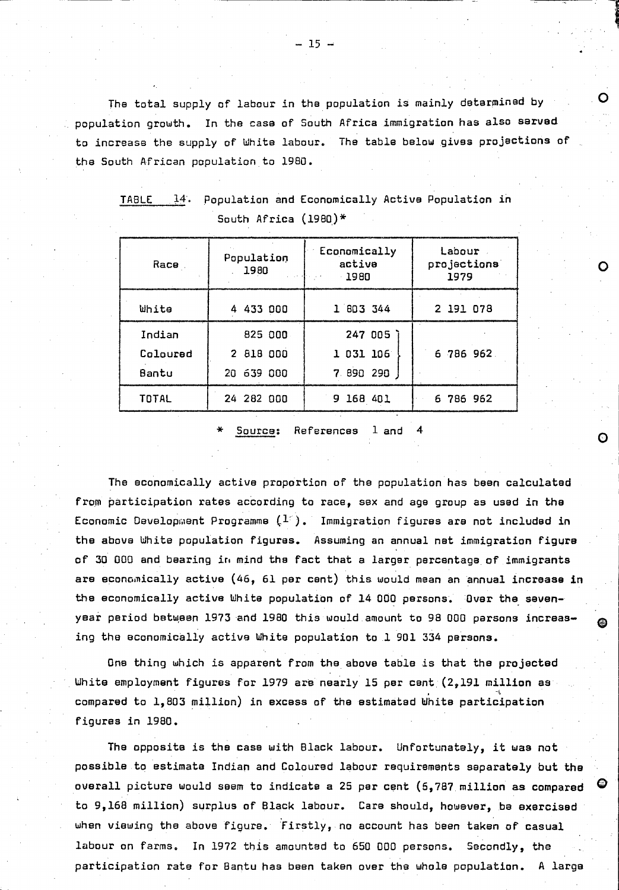The total supply of labour in the population is mainly determined by population growth. In the case of South Africa immigration has also served to increase the supply of White labour. The table below gives projections of the South African population to 1980.

TABLE 14. Population and Economically Active Population in South Africa (1980)*

| Race | Population 1980 | Economically active 1980 | Labour projections 1979 |
|---|---|---|---|
| White | 4 433 000 | 1 803 344 | 2 191 078 |
| Indian | 825 000 | 247 005 | |
| Coloured | 2 818 000 | 1 031 106 | 6 786 962 |
| Bantu | 20 639 000 | 7 890 290 | |
| TOTAL | 24 282 000 | 9 168 401 | 6 786 962 |

\* Source: References 1 and 4

The economically active proportion of the population has been calculated from participation rates according to race, sex and age group as used in the Economic Development Programme (1). Immigration figures are not included in the above White population figures. Assuming an annual net immigration figure of 30 000 and bearing in mind the fact that a larger percentage of immigrants are economically active (46, 61 per cent) this would mean an annual increase in the economically active White population of 14 000 persons. Over the seven-year period between 1973 and 1980 this would amount to 98 000 persons increasing the economically active White population to 1 901 334 persons.

One thing which is apparent from the above table is that the projected White employment figures for 1979 are nearly 15 per cent (2,191 million as compared to 1,803 million) in excess of the estimated White participation figures in 1980.

The opposite is the case with Black labour. Unfortunately, it was not possible to estimate Indian and Coloured labour requirements separately but the overall picture would seem to indicate a 25 per cent (6,787 million as compared to 9,168 million) surplus of Black labour. Care should, however, be exercised when viewing the above figure. Firstly, no account has been taken of casual labour on farms. In 1972 this amounted to 650 000 persons. Secondly, the participation rate for Bantu has been taken over the whole population. A large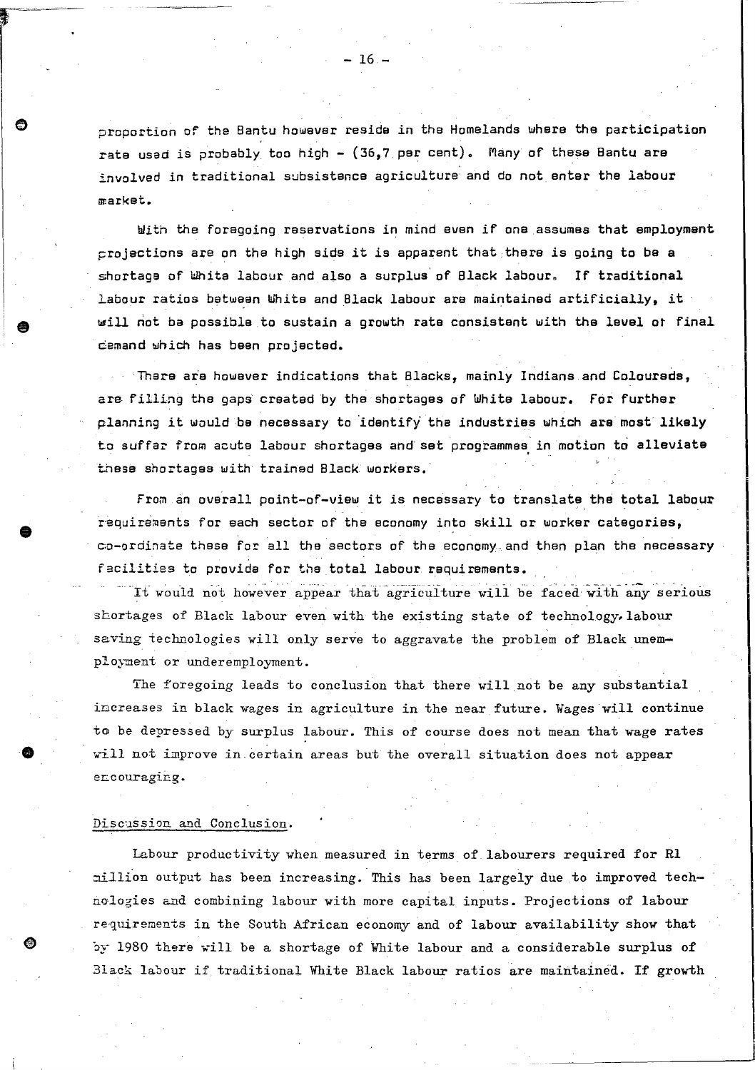proportion of the Bantu however reside in the Homelands where the participation rate used is probably too high - (36,7 per cent). Many of these Bantu are involved in traditional subsistence agriculture and do not enter the labour market.

With the foregoing reservations in mind even if one assumes that employment projections are on the high side it is apparent that there is going to be a shortage of White labour and also a surplus of Black labour. If traditional labour ratios between White and Black labour are maintained artificially, it will not be possible to sustain a growth rate consistent with the level of final demand which has been projected.

There are however indications that Blacks, mainly Indians and Coloureds, are filling the gaps created by the shortages of White labour. For further planning it would be necessary to identify the industries which are most likely to suffer from acute labour shortages and set programmes in motion to alleviate these shortages with trained Black workers.

From an overall point-of-view it is necessary to translate the total labour requirements for each sector of the economy into skill or worker categories, co-ordinate these for all the sectors of the economy and then plan the necessary facilities to provide for the total labour requirements.

It would not however appear that agriculture will be faced with any serious shortages of Black labour even with the existing state of technology, labour saving technologies will only serve to aggravate the problem of Black unemployment or underemployment.

The foregoing leads to conclusion that there will not be any substantial increases in black wages in agriculture in the near future. Wages will continue to be depressed by surplus labour. This of course does not mean that wage rates will not improve in certain areas but the overall situation does not appear encouraging.

## Discussion and Conclusion.

Labour productivity when measured in terms of labourers required for R1 million output has been increasing. This has been largely due to improved technologies and combining labour with more capital inputs. Projections of labour requirements in the South African economy and of labour availability show that by 1980 there will be a shortage of White labour and a considerable surplus of Black labour if traditional White Black labour ratios are maintained. If growth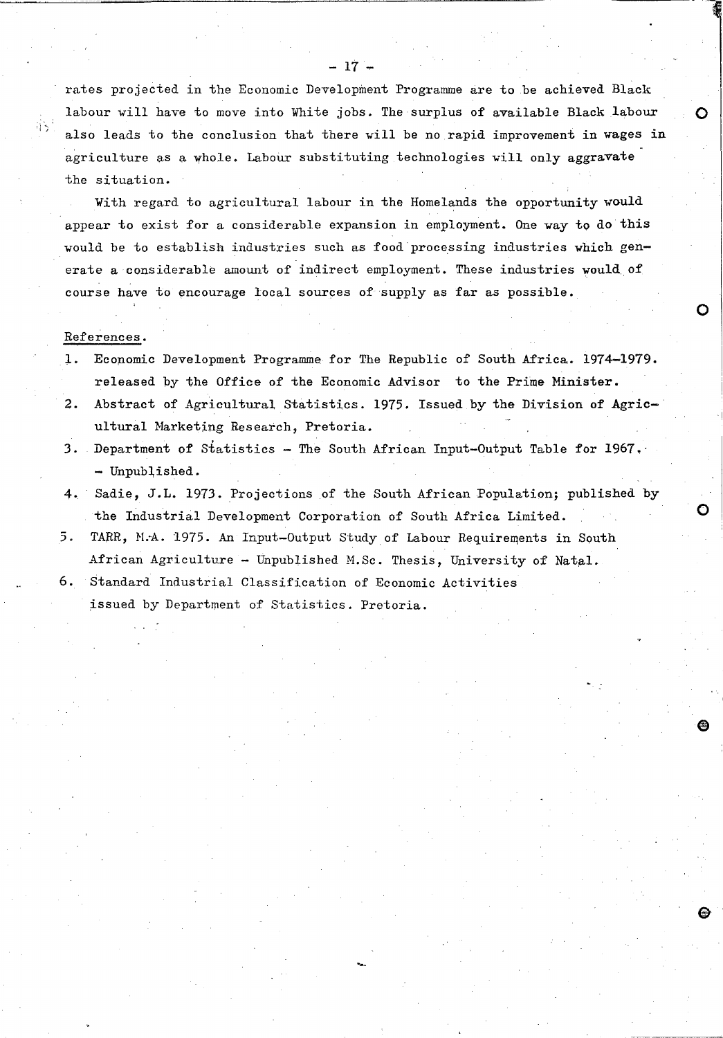rates projected in the Economic Development Programme are to be achieved Black labour will have to move into White jobs. The surplus of available Black labour also leads to the conclusion that there will be no rapid improvement in wages in agriculture as a whole. Labour substituting technologies will only aggravate the situation.

With regard to agricultural labour in the Homelands the opportunity would appear to exist for a considerable expansion in employment. One way to do this would be to establish industries such as food processing industries which generate a considerable amount of indirect employment. These industries would of course have to encourage local sources of supply as far as possible.

References.

1. Economic Development Programme for The Republic of South Africa. 1974–1979. released by the Office of the Economic Advisor to the Prime Minister.
2. Abstract of Agricultural Statistics. 1975. Issued by the Division of Agricultural Marketing Research, Pretoria.
3. Department of Statistics – The South African Input-Output Table for 1967. – Unpublished.
4. Sadie, J.L. 1973. Projections of the South African Population; published by the Industrial Development Corporation of South Africa Limited.
5. TARR, M.A. 1975. An Input-Output Study of Labour Requirements in South African Agriculture – Unpublished M.Sc. Thesis, University of Natal.
6. Standard Industrial Classification of Economic Activities issued by Department of Statistics. Pretoria.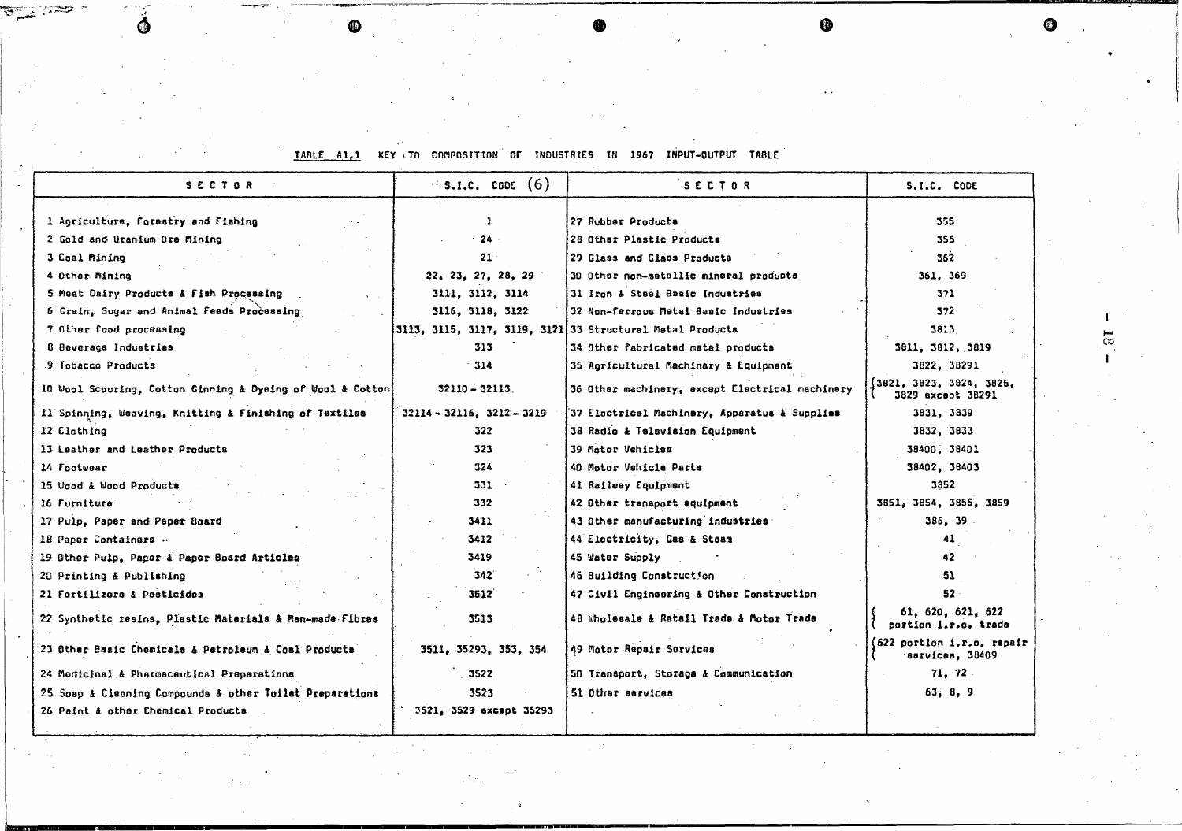TABLE A1.1 KEY TO COMPOSITION OF INDUSTRIES IN 1967 INPUT-OUTPUT TABLE

| SECTOR | S.I.C. CODE (6) | SECTOR | S.I.C. CODE |
|---|---|---|---|
| 1 Agriculture, Forestry and Fishing | 1 | 27 Rubber Products | 355 |
| 2 Gold and Uranium Ore Mining | 24 | 28 Other Plastic Products | 356 |
| 3 Coal Mining | 21 | 29 Glass and Glass Products | 362 |
| 4 Other Mining | 22, 23, 27, 28, 29 | 30 Other non-metallic mineral products | 361, 369 |
| 5 Meat Dairy Products & Fish Processing | 3111, 3112, 3114 | 31 Iron & Steel Basic Industries | 371 |
| 6 Grain, Sugar and Animal Feeds Processing | 3116, 3118, 3122 | 32 Non-ferrous Metal Basic Industries | 372 |
| 7 Other food processing | 3113, 3115, 3117, 3119, 3121 | 33 Structural Metal Products | 3813 |
| 8 Beverage Industries | 313 | 34 Other fabricated metal products | 3811, 3812, 3819 |
| 9 Tobacco Products | 314 | 35 Agricultural Machinery & Equipment | 3822, 38291 |
| 10 Wool Scouring, Cotton Ginning & Dyeing of Wool & Cotton | 32110 - 32113 | 36 Other machinery, except Electrical machinery | 3821, 3823, 3824, 3825, 3829 except 38291 |
| 11 Spinning, Weaving, Knitting & Finishing of Textiles | 32114 - 32116, 3212 - 3219 | 37 Electrical Machinery, Apparatus & Supplies | 3831, 3839 |
| 12 Clothing | 322 | 38 Radio & Television Equipment | 3832, 3833 |
| 13 Leather and Leather Products | 323 | 39 Motor Vehicles | 38400, 38401 |
| 14 Footwear | 324 | 40 Motor Vehicle Parts | 38402, 38403 |
| 15 Wood & Wood Products | 331 | 41 Railway Equipment | 3852 |
| 16 Furniture | 332 | 42 Other transport equipment | 3851, 3854, 3855, 3859 |
| 17 Pulp, Paper and Paper Board | 3411 | 43 Other manufacturing industries | 386, 39 |
| 18 Paper Containers | 3412 | 44 Electricity, Gas & Steam | 41 |
| 19 Other Pulp, Paper & Paper Board Articles | 3419 | 45 Water Supply | 42 |
| 20 Printing & Publishing | 342 | 46 Building Construction | 51 |
| 21 Fertilizers & Pesticides | 3512 | 47 Civil Engineering & Other Construction | 52 |
| 22 Synthetic resins, Plastic Materials & Man-made Fibres | 3513 | 48 Wholesale & Retail Trade & Motor Trade | 61, 620, 621, 622 portion i.r.o. trade |
| 23 Other Basic Chemicals & Petroleum & Coal Products | 3511, 35293, 353, 354 | 49 Motor Repair Services | 622 portion i.r.o. repair services, 38409 |
| 24 Medicinal & Pharmaceutical Preparations | 3522 | 50 Transport, Storage & Communication | 71, 72 |
| 25 Soap & Cleaning Compounds & other Toilet Preparations | 3523 | 51 Other services | 63, 8, 9 |
| 26 Paint & other Chemical Products | 3521, 3529 except 35293 | | |